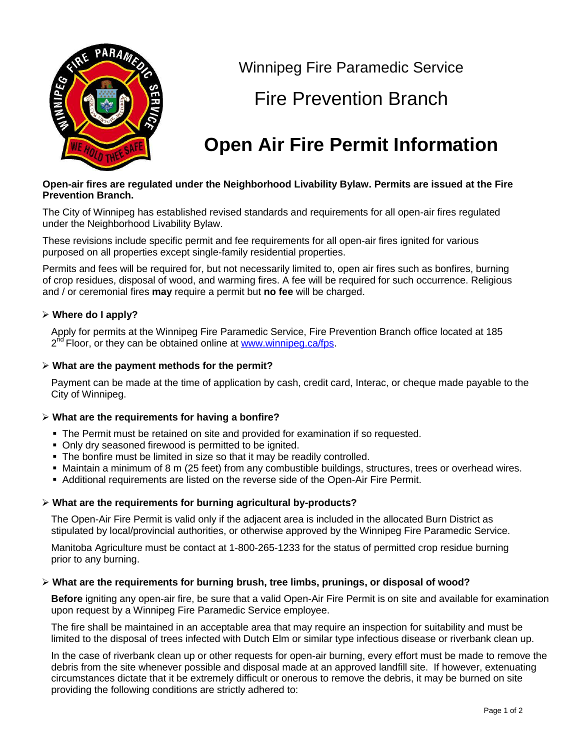Winnipeg Fire Paramedic Service

# Fire Prevention Branch

# Open Air Fire Permit Information

**Open-air fires are regulated under the Neighborhood Livability Bylaw. Permits are issued at the Fire Prevention Branch.**

The City of Winnipeg has established revised standards and requirements for all open-air fires regulated under the Neighborhood Livability Bylaw.

These revisions include specific permit and fee requirements for all open-air fires ignited for various purposed on all properties except single-family residential properties.

Permits and fees will be required for, but not necessarily limited to, open air fires such as bonfires, burning of crop residues, disposal of wood, and warming fires. A fee will be required for such occurrence. Religious and / or ceremonial fires **may** require a permit but **no fee** will be charged.

### Where do I apply?

Apply for permits at the Winnipeg Fire Paramedic Service, Fire Prevention Branch office located at 185 2nd Floor, or they can be obtained online at www.winnipeg.ca/fps.

### What are the payment methods for the permit?

Payment can be made at the time of application by cash, credit card, Interac, or cheque made payable to the City of Winnipeg.

### What are the requirements for having a bonfire?

- The Permit must be retained on site and provided for examination if so requested.
- Only dry seasoned firewood is permitted to be ignited.
- The bonfire must be limited in size so that it may be readily controlled.
- Maintain a minimum of 8 m (25 feet) from any combustible buildings, structures, trees or overhead wires.
- Additional requirements are listed on the reverse side of the Open-Air Fire Permit.

### What are the requirements for burning agricultural by-products?

The Open-Air Fire Permit is valid only if the adjacent area is included in the allocated Burn District as stipulated by local/provincial authorities, or otherwise approved by the Winnipeg Fire Paramedic Service.

Manitoba Agriculture must be contact at 1-800-265-1233 for the status of permitted crop residue burning prior to any burning.

### What are the requirements for burning brush, tree limbs, prunings, or disposal of wood?

**Before** igniting any open-air fire, be sure that a valid Open-Air Fire Permit is on site and available for examination upon request by a Winnipeg Fire Paramedic Service employee.

The fire shall be maintained in an acceptable area that may require an inspection for suitability and must be limited to the disposal of trees infected with Dutch Elm or similar type infectious disease or riverbank clean up.

In the case of riverbank clean up or other requests for open-air burning, every effort must be made to remove the debris from the site whenever possible and disposal made at an approved landfill site. If however, extenuating circumstances dictate that it be extremely difficult or onerous to remove the debris, it may be burned on site providing the following conditions are strictly adhered to: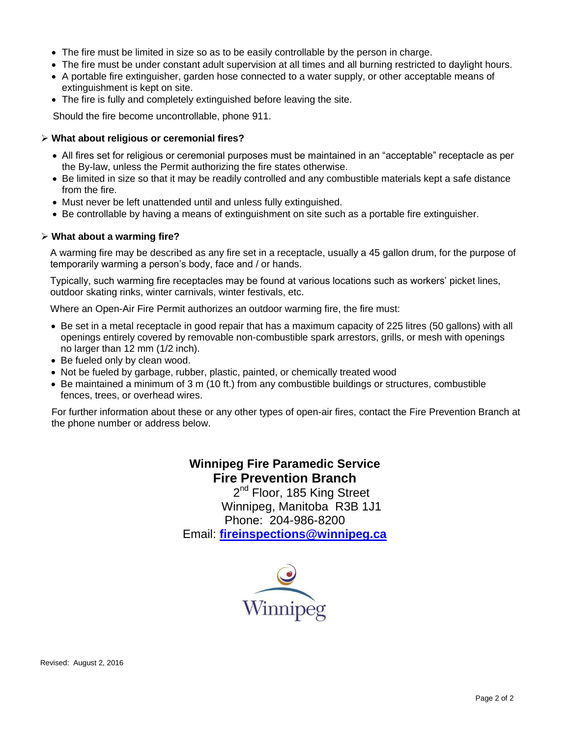- The fire must be limited in size so as to be easily controllable by the person in charge.
- The fire must be under constant adult supervision at all times and all burning restricted to daylight hours.
- A portable fire extinguisher, garden hose connected to a water supply, or other acceptable means of extinguishment is kept on site.
- The fire is fully and completely extinguished before leaving the site.

Should the fire become uncontrollable, phone 911.

### ➢ What about religious or ceremonial fires?

- All fires set for religious or ceremonial purposes must be maintained in an "acceptable" receptacle as per the By-law, unless the Permit authorizing the fire states otherwise.
- Be limited in size so that it may be readily controlled and any combustible materials kept a safe distance from the fire.
- Must never be left unattended until and unless fully extinguished.
- Be controllable by having a means of extinguishment on site such as a portable fire extinguisher.

### ➢ What about a warming fire?

A warming fire may be described as any fire set in a receptacle, usually a 45 gallon drum, for the purpose of temporarily warming a person's body, face and / or hands.

Typically, such warming fire receptacles may be found at various locations such as workers' picket lines, outdoor skating rinks, winter carnivals, winter festivals, etc.

Where an Open-Air Fire Permit authorizes an outdoor warming fire, the fire must:

- Be set in a metal receptacle in good repair that has a maximum capacity of 225 litres (50 gallons) with all openings entirely covered by removable non-combustible spark arrestors, grills, or mesh with openings no larger than 12 mm (1/2 inch).
- Be fueled only by clean wood.
- Not be fueled by garbage, rubber, plastic, painted, or chemically treated wood
- Be maintained a minimum of 3 m (10 ft.) from any combustible buildings or structures, combustible fences, trees, or overhead wires.

For further information about these or any other types of open-air fires, contact the Fire Prevention Branch at the phone number or address below.

**Winnipeg Fire Paramedic Service**
**Fire Prevention Branch**
2nd Floor, 185 King Street
Winnipeg, Manitoba R3B 1J1
Phone: 204-986-8200
Email: **fireinspections@winnipeg.ca**

Winnipeg

Revised: August 2, 2016